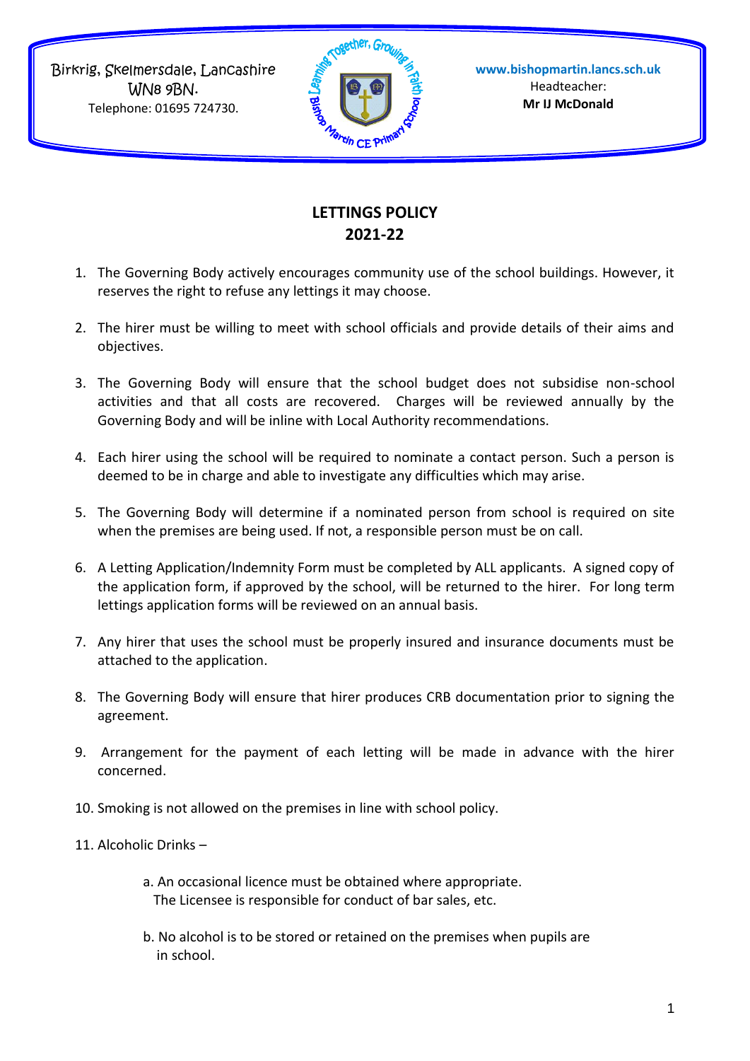Birkrig, Skelmersdale, Lancashire
WN8 9BN.
Telephone: 01695 724730.

www.bishopmartin.lancs.sch.uk
Headteacher:
**Mr IJ McDonald**

# LETTINGS POLICY
## 2021-22

1. The Governing Body actively encourages community use of the school buildings. However, it reserves the right to refuse any lettings it may choose.

2. The hirer must be willing to meet with school officials and provide details of their aims and objectives.

3. The Governing Body will ensure that the school budget does not subsidise non-school activities and that all costs are recovered. Charges will be reviewed annually by the Governing Body and will be inline with Local Authority recommendations.

4. Each hirer using the school will be required to nominate a contact person. Such a person is deemed to be in charge and able to investigate any difficulties which may arise.

5. The Governing Body will determine if a nominated person from school is required on site when the premises are being used. If not, a responsible person must be on call.

6. A Letting Application/Indemnity Form must be completed by ALL applicants. A signed copy of the application form, if approved by the school, will be returned to the hirer. For long term lettings application forms will be reviewed on an annual basis.

7. Any hirer that uses the school must be properly insured and insurance documents must be attached to the application.

8. The Governing Body will ensure that hirer produces CRB documentation prior to signing the agreement.

9. Arrangement for the payment of each letting will be made in advance with the hirer concerned.

10. Smoking is not allowed on the premises in line with school policy.

11. Alcoholic Drinks –

    a. An occasional licence must be obtained where appropriate. The Licensee is responsible for conduct of bar sales, etc.

    b. No alcohol is to be stored or retained on the premises when pupils are in school.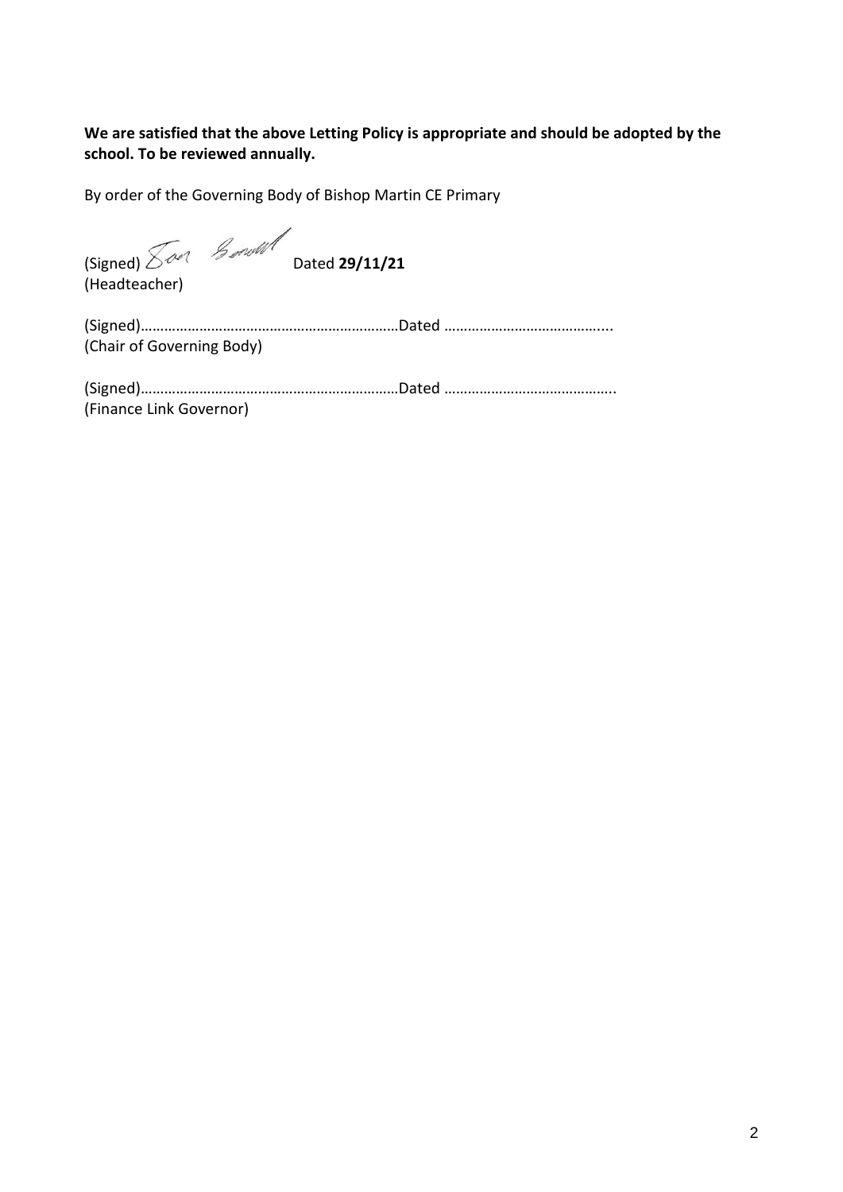**We are satisfied that the above Letting Policy is appropriate and should be adopted by the school. To be reviewed annually.**

By order of the Governing Body of Bishop Martin CE Primary

(Signed) Dated **29/11/21**
(Headteacher)

(Signed)…………………………………………………………Dated …………………………………...
(Chair of Governing Body)

(Signed)…………………………………………………………Dated …………………………………..
(Finance Link Governor)